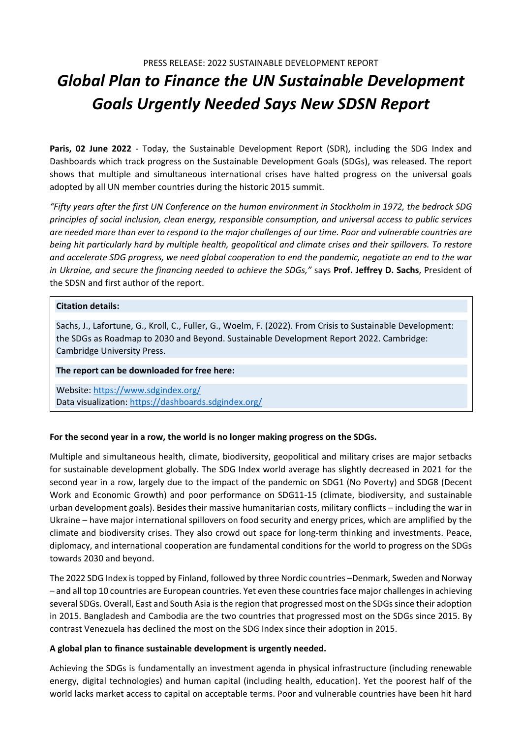PRESS RELEASE: 2022 SUSTAINABLE DEVELOPMENT REPORT

# *Global Plan to Finance the UN Sustainable Development Goals Urgently Needed Says New SDSN Report*

**Paris, 02 June 2022** - Today, the Sustainable Development Report (SDR), including the SDG Index and Dashboards which track progress on the Sustainable Development Goals (SDGs), was released. The report shows that multiple and simultaneous international crises have halted progress on the universal goals adopted by all UN member countries during the historic 2015 summit.

*"Fifty years after the first UN Conference on the human environment in Stockholm in 1972, the bedrock SDG principles of social inclusion, clean energy, responsible consumption, and universal access to public services are needed more than ever to respond to the major challenges of our time. Poor and vulnerable countries are being hit particularly hard by multiple health, geopolitical and climate crises and their spillovers. To restore and accelerate SDG progress, we need global cooperation to end the pandemic, negotiate an end to the war in Ukraine, and secure the financing needed to achieve the SDGs,"* says **Prof. Jeffrey D. Sachs**, President of the SDSN and first author of the report.

> **Citation details:**
>
> Sachs, J., Lafortune, G., Kroll, C., Fuller, G., Woelm, F. (2022). From Crisis to Sustainable Development: the SDGs as Roadmap to 2030 and Beyond. Sustainable Development Report 2022. Cambridge: Cambridge University Press.
>
> **The report can be downloaded for free here:**
>
> Website: https://www.sdgindex.org/
> Data visualization: https://dashboards.sdgindex.org/

**For the second year in a row, the world is no longer making progress on the SDGs.**

Multiple and simultaneous health, climate, biodiversity, geopolitical and military crises are major setbacks for sustainable development globally. The SDG Index world average has slightly decreased in 2021 for the second year in a row, largely due to the impact of the pandemic on SDG1 (No Poverty) and SDG8 (Decent Work and Economic Growth) and poor performance on SDG11-15 (climate, biodiversity, and sustainable urban development goals). Besides their massive humanitarian costs, military conflicts – including the war in Ukraine – have major international spillovers on food security and energy prices, which are amplified by the climate and biodiversity crises. They also crowd out space for long-term thinking and investments. Peace, diplomacy, and international cooperation are fundamental conditions for the world to progress on the SDGs towards 2030 and beyond.

The 2022 SDG Index is topped by Finland, followed by three Nordic countries –Denmark, Sweden and Norway – and all top 10 countries are European countries. Yet even these countries face major challenges in achieving several SDGs. Overall, East and South Asia is the region that progressed most on the SDGs since their adoption in 2015. Bangladesh and Cambodia are the two countries that progressed most on the SDGs since 2015. By contrast Venezuela has declined the most on the SDG Index since their adoption in 2015.

**A global plan to finance sustainable development is urgently needed.**

Achieving the SDGs is fundamentally an investment agenda in physical infrastructure (including renewable energy, digital technologies) and human capital (including health, education). Yet the poorest half of the world lacks market access to capital on acceptable terms. Poor and vulnerable countries have been hit hard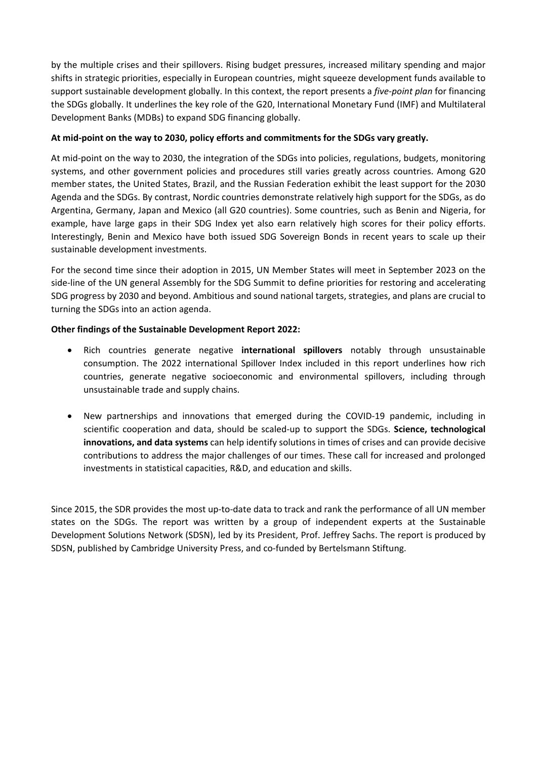by the multiple crises and their spillovers. Rising budget pressures, increased military spending and major shifts in strategic priorities, especially in European countries, might squeeze development funds available to support sustainable development globally. In this context, the report presents a *five-point plan* for financing the SDGs globally. It underlines the key role of the G20, International Monetary Fund (IMF) and Multilateral Development Banks (MDBs) to expand SDG financing globally.

**At mid-point on the way to 2030, policy efforts and commitments for the SDGs vary greatly.**

At mid-point on the way to 2030, the integration of the SDGs into policies, regulations, budgets, monitoring systems, and other government policies and procedures still varies greatly across countries. Among G20 member states, the United States, Brazil, and the Russian Federation exhibit the least support for the 2030 Agenda and the SDGs. By contrast, Nordic countries demonstrate relatively high support for the SDGs, as do Argentina, Germany, Japan and Mexico (all G20 countries). Some countries, such as Benin and Nigeria, for example, have large gaps in their SDG Index yet also earn relatively high scores for their policy efforts. Interestingly, Benin and Mexico have both issued SDG Sovereign Bonds in recent years to scale up their sustainable development investments.

For the second time since their adoption in 2015, UN Member States will meet in September 2023 on the side-line of the UN general Assembly for the SDG Summit to define priorities for restoring and accelerating SDG progress by 2030 and beyond. Ambitious and sound national targets, strategies, and plans are crucial to turning the SDGs into an action agenda.

**Other findings of the Sustainable Development Report 2022:**

- Rich countries generate negative **international spillovers** notably through unsustainable consumption. The 2022 international Spillover Index included in this report underlines how rich countries, generate negative socioeconomic and environmental spillovers, including through unsustainable trade and supply chains.

- New partnerships and innovations that emerged during the COVID-19 pandemic, including in scientific cooperation and data, should be scaled-up to support the SDGs. **Science, technological innovations, and data systems** can help identify solutions in times of crises and can provide decisive contributions to address the major challenges of our times. These call for increased and prolonged investments in statistical capacities, R&D, and education and skills.

Since 2015, the SDR provides the most up-to-date data to track and rank the performance of all UN member states on the SDGs. The report was written by a group of independent experts at the Sustainable Development Solutions Network (SDSN), led by its President, Prof. Jeffrey Sachs. The report is produced by SDSN, published by Cambridge University Press, and co-funded by Bertelsmann Stiftung.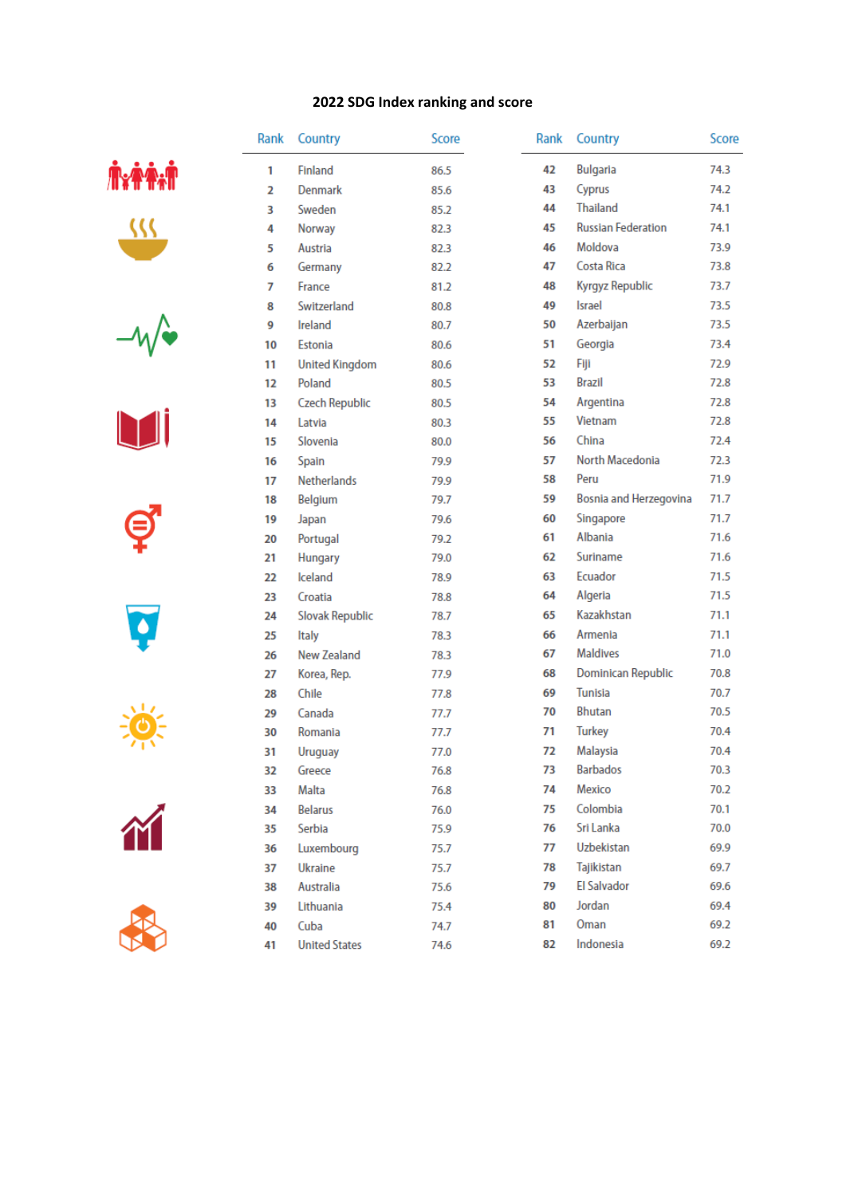## 2022 SDG Index ranking and score

| Rank | Country | Score | Rank | Country | Score |
|---|---|---|---|---|---|
| 1 | Finland | 86.5 | 42 | Bulgaria | 74.3 |
| 2 | Denmark | 85.6 | 43 | Cyprus | 74.2 |
| 3 | Sweden | 85.2 | 44 | Thailand | 74.1 |
| 4 | Norway | 82.3 | 45 | Russian Federation | 74.1 |
| 5 | Austria | 82.3 | 46 | Moldova | 73.9 |
| 6 | Germany | 82.2 | 47 | Costa Rica | 73.8 |
| 7 | France | 81.2 | 48 | Kyrgyz Republic | 73.7 |
| 8 | Switzerland | 80.8 | 49 | Israel | 73.5 |
| 9 | Ireland | 80.7 | 50 | Azerbaijan | 73.5 |
| 10 | Estonia | 80.6 | 51 | Georgia | 73.4 |
| 11 | United Kingdom | 80.6 | 52 | Fiji | 72.9 |
| 12 | Poland | 80.5 | 53 | Brazil | 72.8 |
| 13 | Czech Republic | 80.5 | 54 | Argentina | 72.8 |
| 14 | Latvia | 80.3 | 55 | Vietnam | 72.8 |
| 15 | Slovenia | 80.0 | 56 | China | 72.4 |
| 16 | Spain | 79.9 | 57 | North Macedonia | 72.3 |
| 17 | Netherlands | 79.9 | 58 | Peru | 71.9 |
| 18 | Belgium | 79.7 | 59 | Bosnia and Herzegovina | 71.7 |
| 19 | Japan | 79.6 | 60 | Singapore | 71.7 |
| 20 | Portugal | 79.2 | 61 | Albania | 71.6 |
| 21 | Hungary | 79.0 | 62 | Suriname | 71.6 |
| 22 | Iceland | 78.9 | 63 | Ecuador | 71.5 |
| 23 | Croatia | 78.8 | 64 | Algeria | 71.5 |
| 24 | Slovak Republic | 78.7 | 65 | Kazakhstan | 71.1 |
| 25 | Italy | 78.3 | 66 | Armenia | 71.1 |
| 26 | New Zealand | 78.3 | 67 | Maldives | 71.0 |
| 27 | Korea, Rep. | 77.9 | 68 | Dominican Republic | 70.8 |
| 28 | Chile | 77.8 | 69 | Tunisia | 70.7 |
| 29 | Canada | 77.7 | 70 | Bhutan | 70.5 |
| 30 | Romania | 77.7 | 71 | Turkey | 70.4 |
| 31 | Uruguay | 77.0 | 72 | Malaysia | 70.4 |
| 32 | Greece | 76.8 | 73 | Barbados | 70.3 |
| 33 | Malta | 76.8 | 74 | Mexico | 70.2 |
| 34 | Belarus | 76.0 | 75 | Colombia | 70.1 |
| 35 | Serbia | 75.9 | 76 | Sri Lanka | 70.0 |
| 36 | Luxembourg | 75.7 | 77 | Uzbekistan | 69.9 |
| 37 | Ukraine | 75.7 | 78 | Tajikistan | 69.7 |
| 38 | Australia | 75.6 | 79 | El Salvador | 69.6 |
| 39 | Lithuania | 75.4 | 80 | Jordan | 69.4 |
| 40 | Cuba | 74.7 | 81 | Oman | 69.2 |
| 41 | United States | 74.6 | 82 | Indonesia | 69.2 |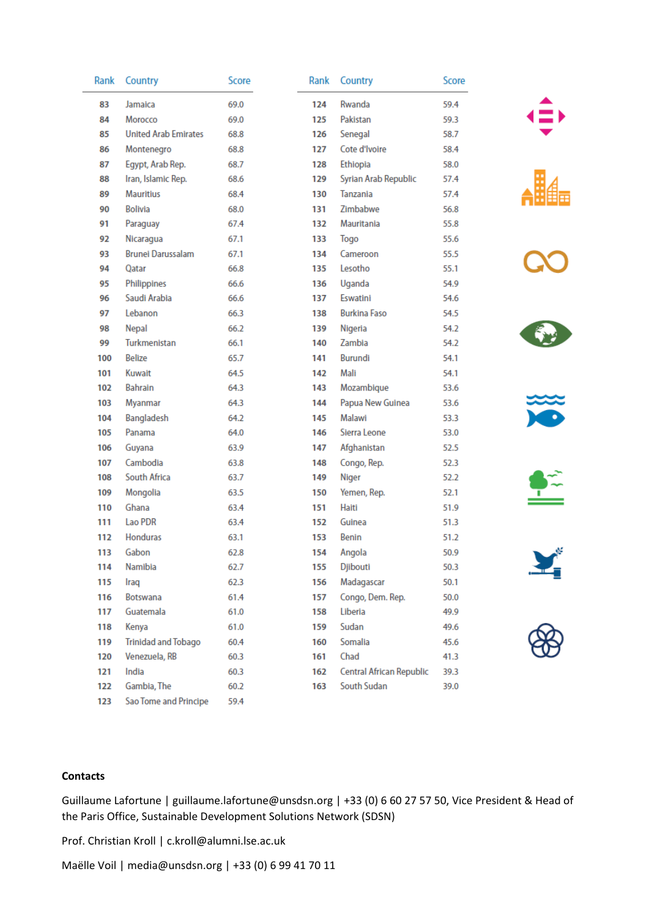| Rank | Country | Score |
|---|---|---|
| 83 | Jamaica | 69.0 |
| 84 | Morocco | 69.0 |
| 85 | United Arab Emirates | 68.8 |
| 86 | Montenegro | 68.8 |
| 87 | Egypt, Arab Rep. | 68.7 |
| 88 | Iran, Islamic Rep. | 68.6 |
| 89 | Mauritius | 68.4 |
| 90 | Bolivia | 68.0 |
| 91 | Paraguay | 67.4 |
| 92 | Nicaragua | 67.1 |
| 93 | Brunei Darussalam | 67.1 |
| 94 | Qatar | 66.8 |
| 95 | Philippines | 66.6 |
| 96 | Saudi Arabia | 66.6 |
| 97 | Lebanon | 66.3 |
| 98 | Nepal | 66.2 |
| 99 | Turkmenistan | 66.1 |
| 100 | Belize | 65.7 |
| 101 | Kuwait | 64.5 |
| 102 | Bahrain | 64.3 |
| 103 | Myanmar | 64.3 |
| 104 | Bangladesh | 64.2 |
| 105 | Panama | 64.0 |
| 106 | Guyana | 63.9 |
| 107 | Cambodia | 63.8 |
| 108 | South Africa | 63.7 |
| 109 | Mongolia | 63.5 |
| 110 | Ghana | 63.4 |
| 111 | Lao PDR | 63.4 |
| 112 | Honduras | 63.1 |
| 113 | Gabon | 62.8 |
| 114 | Namibia | 62.7 |
| 115 | Iraq | 62.3 |
| 116 | Botswana | 61.4 |
| 117 | Guatemala | 61.0 |
| 118 | Kenya | 61.0 |
| 119 | Trinidad and Tobago | 60.4 |
| 120 | Venezuela, RB | 60.3 |
| 121 | India | 60.3 |
| 122 | Gambia, The | 60.2 |
| 123 | Sao Tome and Principe | 59.4 |

| Rank | Country | Score |
|---|---|---|
| 124 | Rwanda | 59.4 |
| 125 | Pakistan | 59.3 |
| 126 | Senegal | 58.7 |
| 127 | Cote d'Ivoire | 58.4 |
| 128 | Ethiopia | 58.0 |
| 129 | Syrian Arab Republic | 57.4 |
| 130 | Tanzania | 57.4 |
| 131 | Zimbabwe | 56.8 |
| 132 | Mauritania | 55.8 |
| 133 | Togo | 55.6 |
| 134 | Cameroon | 55.5 |
| 135 | Lesotho | 55.1 |
| 136 | Uganda | 54.9 |
| 137 | Eswatini | 54.6 |
| 138 | Burkina Faso | 54.5 |
| 139 | Nigeria | 54.2 |
| 140 | Zambia | 54.2 |
| 141 | Burundi | 54.1 |
| 142 | Mali | 54.1 |
| 143 | Mozambique | 53.6 |
| 144 | Papua New Guinea | 53.6 |
| 145 | Malawi | 53.3 |
| 146 | Sierra Leone | 53.0 |
| 147 | Afghanistan | 52.5 |
| 148 | Congo, Rep. | 52.3 |
| 149 | Niger | 52.2 |
| 150 | Yemen, Rep. | 52.1 |
| 151 | Haiti | 51.9 |
| 152 | Guinea | 51.3 |
| 153 | Benin | 51.2 |
| 154 | Angola | 50.9 |
| 155 | Djibouti | 50.3 |
| 156 | Madagascar | 50.1 |
| 157 | Congo, Dem. Rep. | 50.0 |
| 158 | Liberia | 49.9 |
| 159 | Sudan | 49.6 |
| 160 | Somalia | 45.6 |
| 161 | Chad | 41.3 |
| 162 | Central African Republic | 39.3 |
| 163 | South Sudan | 39.0 |

**Contacts**

Guillaume Lafortune | guillaume.lafortune@unsdsn.org | +33 (0) 6 60 27 57 50, Vice President & Head of the Paris Office, Sustainable Development Solutions Network (SDSN)

Prof. Christian Kroll | c.kroll@alumni.lse.ac.uk

Maëlle Voil | media@unsdsn.org | +33 (0) 6 99 41 70 11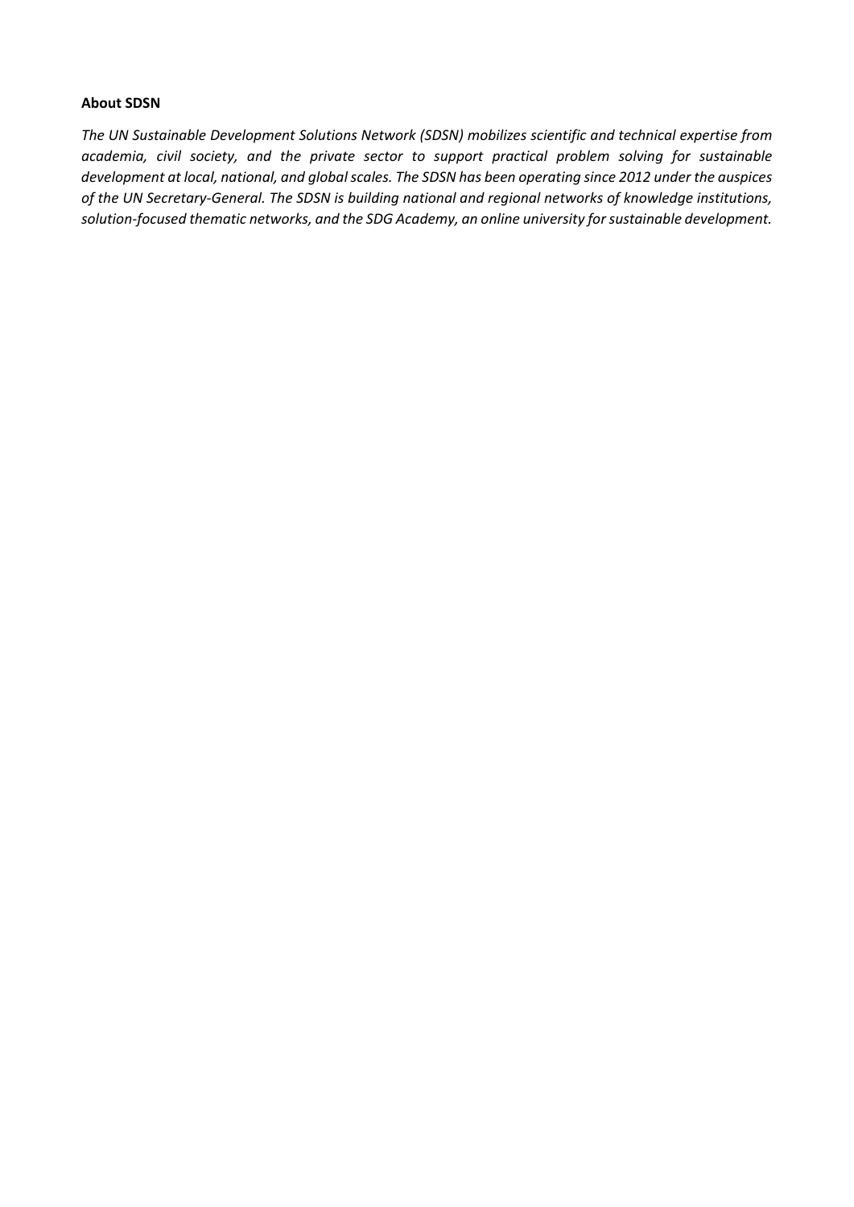**About SDSN**

*The UN Sustainable Development Solutions Network (SDSN) mobilizes scientific and technical expertise from academia, civil society, and the private sector to support practical problem solving for sustainable development at local, national, and global scales. The SDSN has been operating since 2012 under the auspices of the UN Secretary-General. The SDSN is building national and regional networks of knowledge institutions, solution-focused thematic networks, and the SDG Academy, an online university for sustainable development.*